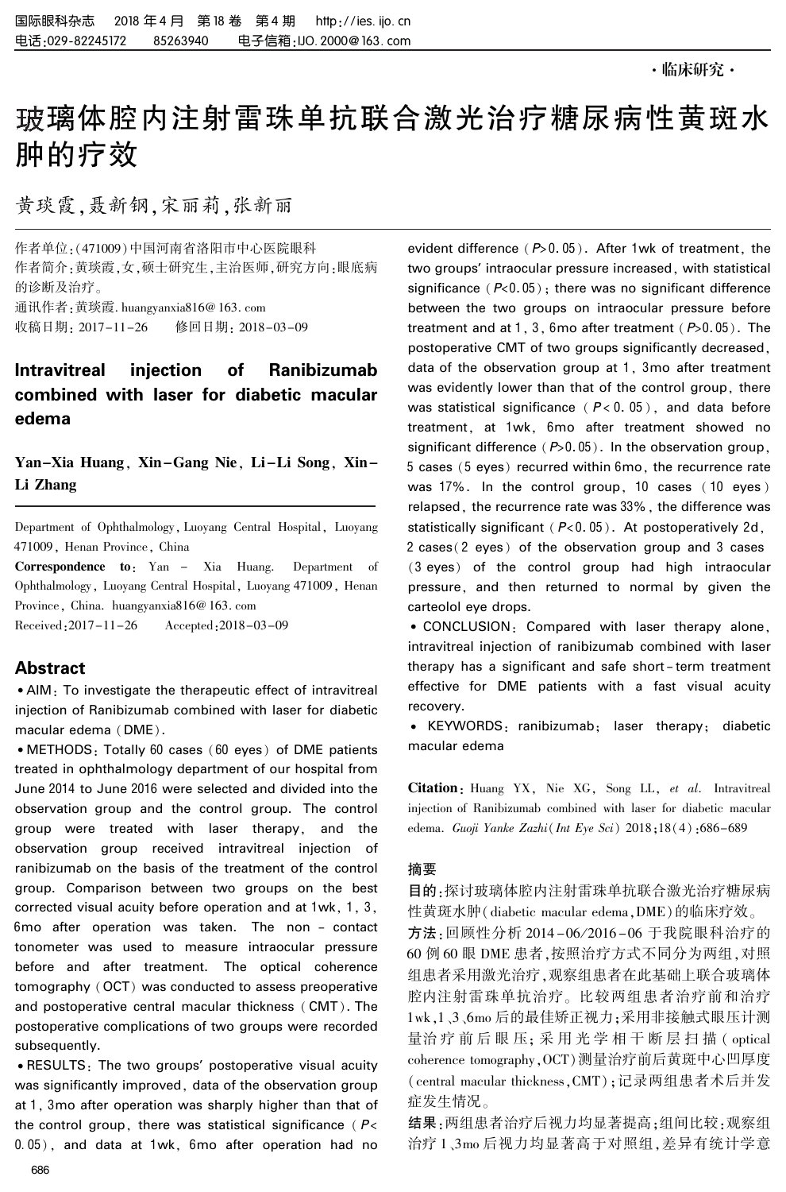·临床研究·

# 玻璃体腔内注射雷珠单抗联合激光治疗糖尿病性黄斑水肿的疗效

黄琰霞,聂新钢,宋丽莉,张新丽

作者单位:(471009)中国河南省洛阳市中心医院眼科

作者简介:黄琰霞,女,硕士研究生,主治医师,研究方向:眼底病的诊断及治疗。

通讯作者:黄琰霞. huangyanxia816@163.com

收稿日期: 2017-11-26  修回日期: 2018-03-09

## Intravitreal injection of Ranibizumab combined with laser for diabetic macular edema

**Yan-Xia Huang, Xin-Gang Nie, Li-Li Song, Xin-Li Zhang**

Department of Ophthalmology, Luoyang Central Hospital, Luoyang 471009, Henan Province, China

**Correspondence to:** Yan-Xia Huang. Department of Ophthalmology, Luoyang Central Hospital, Luoyang 471009, Henan Province, China. huangyanxia816@163.com

Received: 2017-11-26  Accepted: 2018-03-09

## Abstract

• AIM: To investigate the therapeutic effect of intravitreal injection of Ranibizumab combined with laser for diabetic macular edema (DME).

• METHODS: Totally 60 cases (60 eyes) of DME patients treated in ophthalmology department of our hospital from June 2014 to June 2016 were selected and divided into the observation group and the control group. The control group were treated with laser therapy, and the observation group received intravitreal injection of ranibizumab on the basis of the treatment of the control group. Comparison between two groups on the best corrected visual acuity before operation and at 1wk, 1, 3, 6mo after operation was taken. The non-contact tonometer was used to measure intraocular pressure before and after treatment. The optical coherence tomography (OCT) was conducted to assess preoperative and postoperative central macular thickness (CMT). The postoperative complications of two groups were recorded subsequently.

• RESULTS: The two groups' postoperative visual acuity was significantly improved, data of the observation group at 1, 3mo after operation was sharply higher than that of the control group, there was statistical significance ($P<0.05$), and data at 1wk, 6mo after operation had no evident difference ($P>0.05$). After 1wk of treatment, the two groups' intraocular pressure increased, with statistical significance ($P<0.05$); there was no significant difference between the two groups on intraocular pressure before treatment and at 1, 3, 6mo after treatment ($P>0.05$). The postoperative CMT of two groups significantly decreased, data of the observation group at 1, 3mo after treatment was evidently lower than that of the control group, there was statistical significance ($P<0.05$), and data before treatment, at 1wk, 6mo after treatment showed no significant difference ($P>0.05$). In the observation group, 5 cases (5 eyes) recurred within 6mo, the recurrence rate was 17%. In the control group, 10 cases (10 eyes) relapsed, the recurrence rate was 33%, the difference was statistically significant ($P<0.05$). At postoperatively 2d, 2 cases (2 eyes) of the observation group and 3 cases (3 eyes) of the control group had high intraocular pressure, and then returned to normal by given the carteolol eye drops.

• CONCLUSION: Compared with laser therapy alone, intravitreal injection of ranibizumab combined with laser therapy has a significant and safe short-term treatment effective for DME patients with a fast visual acuity recovery.

• KEYWORDS: ranibizumab; laser therapy; diabetic macular edema

**Citation:** Huang YX, Nie XG, Song LL, *et al*. Intravitreal injection of Ranibizumab combined with laser for diabetic macular edema. *Guoji Yanke Zazhi* (*Int Eye Sci*) 2018;18(4):686-689

## 摘要

**目的**:探讨玻璃体腔内注射雷珠单抗联合激光治疗糖尿病性黄斑水肿(diabetic macular edema,DME)的临床疗效。

**方法**:回顾性分析 2014-06/2016-06 于我院眼科治疗的 60 例 60 眼 DME 患者,按照治疗方式不同分为两组,对照组患者采用激光治疗,观察组患者在此基础上联合玻璃体腔内注射雷珠单抗治疗。比较两组患者治疗前和治疗 1wk、1、3、6mo 后的最佳矫正视力;采用非接触式眼压计测量治疗前后眼压;采用光学相干断层扫描(optical coherence tomography,OCT)测量治疗前后黄斑中心凹厚度(central macular thickness,CMT);记录两组患者术后并发症发生情况。

**结果**:两组患者治疗后视力均显著提高;组间比较:观察组治疗 1、3mo 后视力均显著高于对照组,差异有统计学意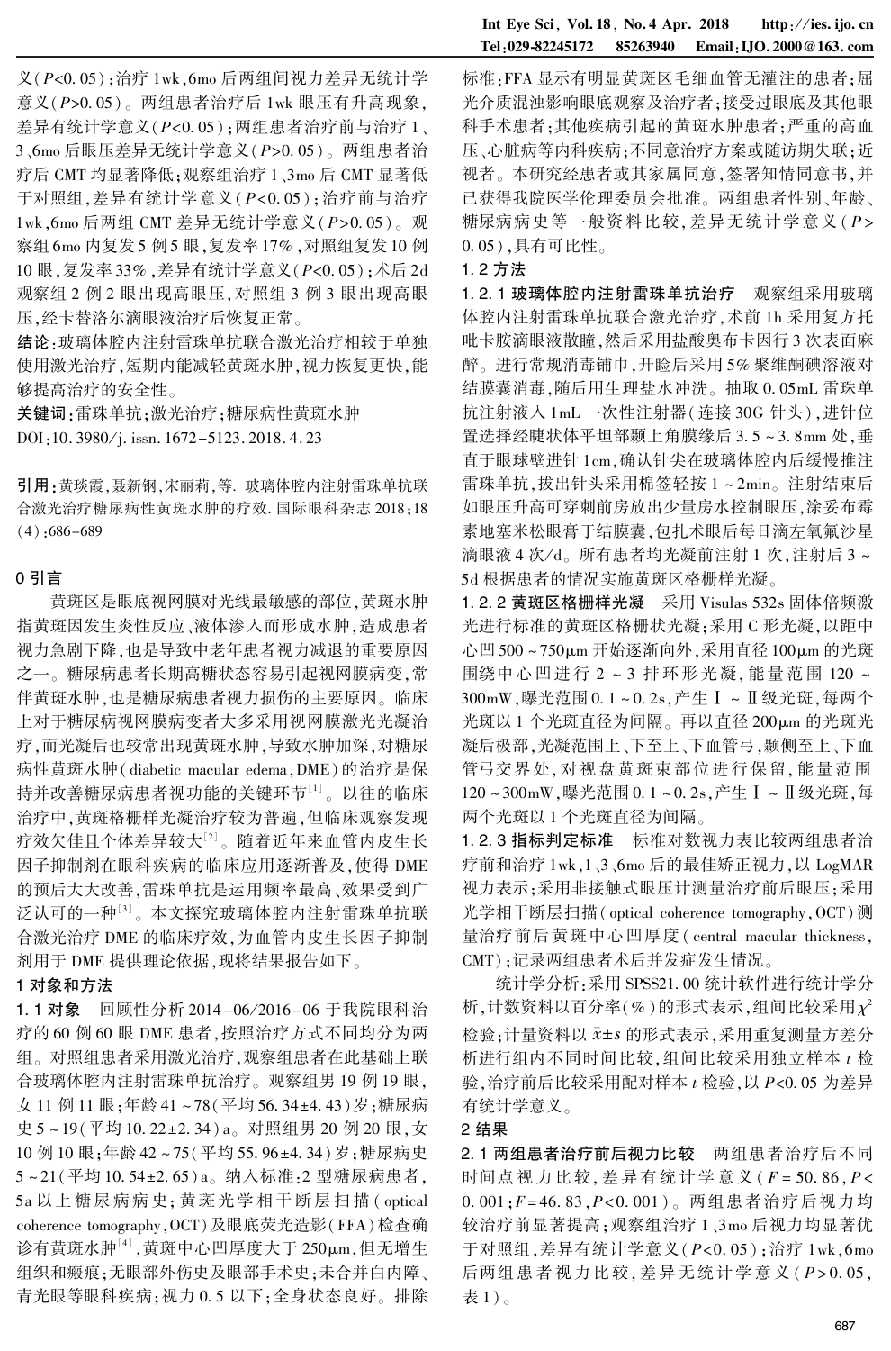义($P<0.05$);治疗 1wk、6mo 后两组间视力差异无统计学意义($P>0.05$)。两组患者治疗后 1wk 眼压有升高现象,差异有统计学意义($P<0.05$);两组患者治疗前与治疗 1、3、6mo 后眼压差异无统计学意义($P>0.05$)。两组患者治疗后 CMT 均显著降低;观察组治疗 1、3mo 后 CMT 显著低于对照组,差异有统计学意义($P<0.05$);治疗前与治疗 1wk、6mo 后两组 CMT 差异无统计学意义($P>0.05$)。观察组 6mo 内复发 5 例 5 眼,复发率 17%,对照组复发 10 例 10 眼,复发率 33%,差异有统计学意义($P<0.05$);术后 2d 观察组 2 例 2 眼出现高眼压,对照组 3 例 3 眼出现高眼压,经卡替洛尔滴眼液治疗后恢复正常。

**结论**:玻璃体腔内注射雷珠单抗联合激光治疗相较于单独使用激光治疗,短期内能减轻黄斑水肿,视力恢复更快,能够提高治疗的安全性。

**关键词**:雷珠单抗;激光治疗;糖尿病性黄斑水肿

DOI:10.3980/j.issn.1672-5123.2018.4.23

**引用**:黄琰霞,聂新钢,宋丽莉,等. 玻璃体腔内注射雷珠单抗联合激光治疗糖尿病性黄斑水肿的疗效. 国际眼科杂志 2018;18(4):686-689

## 0 引言

黄斑区是眼底视网膜对光线最敏感的部位,黄斑水肿指黄斑因发生炎性反应、液体渗入而形成水肿,造成患者视力急剧下降,也是导致中老年患者视力减退的重要原因之一。糖尿病患者长期高糖状态容易引起视网膜病变,常伴黄斑水肿,也是糖尿病患者视力损伤的主要原因。临床上对于糖尿病视网膜病变者大多采用视网膜激光光凝治疗,而光凝后也较常出现黄斑水肿,导致水肿加深,对糖尿病性黄斑水肿(diabetic macular edema,DME)的治疗是保持并改善糖尿病患者视功能的关键环节[1]。以往的临床治疗中,黄斑格栅样光凝治疗较为普遍,但临床观察发现疗效欠佳且个体差异较大[2]。随着近年来血管内皮生长因子抑制剂在眼科疾病的临床应用逐渐普及,使得 DME 的预后大大改善,雷珠单抗是运用频率最高、效果受到广泛认可的一种[3]。本文探究玻璃体腔内注射雷珠单抗联合激光治疗 DME 的临床疗效,为血管内皮生长因子抑制剂用于 DME 提供理论依据,现将结果报告如下。

## 1 对象和方法

### 1.1 对象

回顾性分析 2014-06/2016-06 于我院眼科治疗的 60 例 60 眼 DME 患者,按照治疗方式不同均分为两组。对照组患者采用激光治疗,观察组患者在此基础上联合玻璃体腔内注射雷珠单抗治疗。观察组男 19 例 19 眼,女 11 例 11 眼;年龄 41~78(平均 56.34±4.43)岁;糖尿病史 5~19(平均 10.22±2.34)a。对照组男 20 例 20 眼,女 10 例 10 眼;年龄 42~75(平均 55.96±4.34)岁;糖尿病史 5~21(平均 10.54±2.65)a。纳入标准:2 型糖尿病患者,5a 以上糖尿病病史;黄斑光学相干断层扫描(optical coherence tomography,OCT)及眼底荧光造影(FFA)检查确诊有黄斑水肿[4],黄斑中心凹厚度大于 250μm,但无增生组织和瘢痕;无眼部外伤史及眼部手术史;未合并白内障、青光眼等眼科疾病;视力 0.5 以下;全身状态良好。排除标准:FFA 显示有明显黄斑区毛细血管无灌注的患者;屈光介质混浊影响眼底观察及治疗者;接受过眼底及其他眼科手术患者;其他疾病引起的黄斑水肿患者;严重的高血压、心脏病等内科疾病;不同意治疗方案或随访期失联;近视者。本研究经患者或其家属同意,签署知情同意书,并已获得我院医学伦理委员会批准。两组患者性别、年龄、糖尿病病史等一般资料比较,差异无统计学意义($P>0.05$),具有可比性。

### 1.2 方法

**1.2.1 玻璃体腔内注射雷珠单抗治疗** 观察组采用玻璃体腔内注射雷珠单抗联合激光治疗,术前 1h 采用复方托吡卡胺滴眼液散瞳,然后采用盐酸奥布卡因行 3 次表面麻醉。进行常规消毒铺巾,开睑后采用 5% 聚维酮碘溶液对结膜囊消毒,随后用生理盐水冲洗。抽取 0.05mL 雷珠单抗注射液入 1mL 一次性注射器(连接 30G 针头),进针位置选择经睫状体平坦部颞上角膜缘后 3.5~3.8mm 处,垂直于眼球壁进针 1cm,确认针尖在玻璃体腔内后缓慢推注雷珠单抗,拔出针头采用棉签轻按 1~2min。注射结束后如眼压升高可穿刺前房放出少量房水控制眼压,涂妥布霉素地塞米松眼膏于结膜囊,包扎术眼后每日滴左氧氟沙星滴眼液 4 次/d。所有患者均光凝前注射 1 次,注射后 3~5d 根据患者的情况实施黄斑区格栅样光凝。

**1.2.2 黄斑区格栅样光凝** 采用 Visulas 532s 固体倍频激光进行标准的黄斑区格栅状光凝;采用 C 形光凝,以距中心凹 500~750μm 开始逐渐向外,采用直径 100μm 的光斑围绕中心凹进行 2~3 排环形光凝,能量范围 120~300mW,曝光范围 0.1~0.2s,产生Ⅰ~Ⅱ级光斑,每两个光斑以 1 个光斑直径为间隔。再以直径 200μm 的光斑光凝后极部,光凝范围上、下至上、下血管弓,颞侧至上、下血管弓交界处,对视盘黄斑束部位进行保留,能量范围 120~300mW,曝光范围 0.1~0.2s,产生Ⅰ~Ⅱ级光斑,每两个光斑以 1 个光斑直径为间隔。

**1.2.3 指标判定标准** 标准对数视力表比较两组患者治疗前和治疗 1wk、1、3、6mo 后的最佳矫正视力,以 LogMAR 视力表示;采用非接触式眼压计测量治疗前后眼压;采用光学相干断层扫描(optical coherence tomography,OCT)测量治疗前后黄斑中心凹厚度(central macular thickness,CMT);记录两组患者术后并发症发生情况。

统计学分析:采用 SPSS21.00 统计软件进行统计学分析,计数资料以百分率(%)的形式表示,组间比较采用 $\chi^2$ 检验;计量资料以 $\bar{x}\pm s$ 的形式表示,采用重复测量方差分析进行组内不同时间比较,组间比较采用独立样本 $t$ 检验,治疗前后比较采用配对样本 $t$ 检验,以 $P<0.05$ 为差异有统计学意义。

## 2 结果

**2.1 两组患者治疗前后视力比较** 两组患者治疗后不同时间点视力比较,差异有统计学意义($F=50.86$,$P<0.001$;$F=46.83$,$P<0.001$)。两组患者治疗后视力均较治疗前显著提高;观察组治疗 1、3mo 后视力均显著优于对照组,差异有统计学意义($P<0.05$);治疗 1wk、6mo 后两组患者视力比较,差异无统计学意义($P>0.05$,表 1)。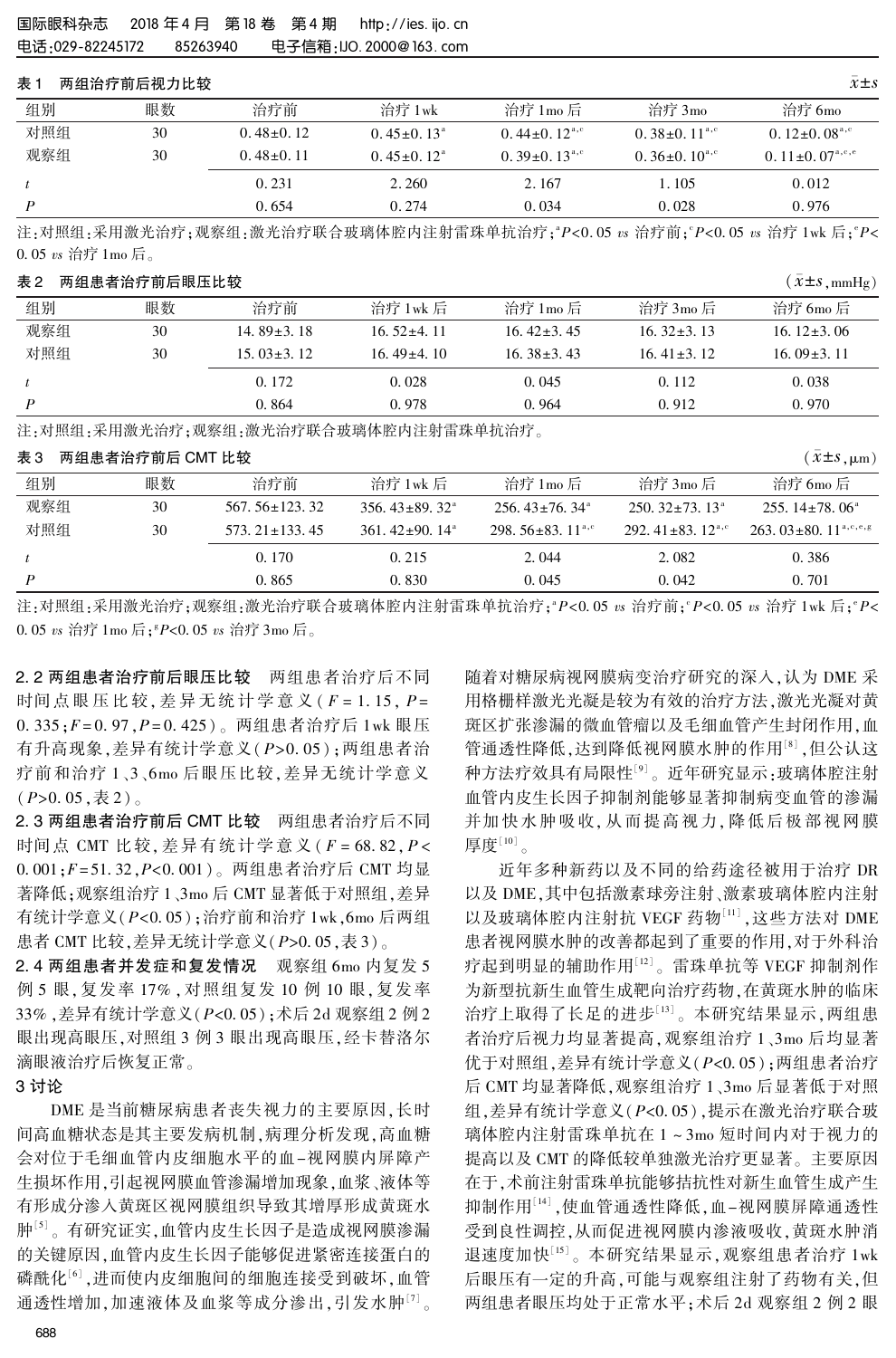**表 1　两组治疗前后视力比较**　$\bar{x}\pm s$

| 组别 | 眼数 | 治疗前 | 治疗 1wk | 治疗 1mo 后 | 治疗 3mo | 治疗 6mo |
|---|---|---|---|---|---|---|
| 对照组 | 30 | 0.48±0.12 | 0.45±0.13[a] | 0.44±0.12[a,c] | 0.38±0.11[a,c] | 0.12±0.08[a,c] |
| 观察组 | 30 | 0.48±0.11 | 0.45±0.12[a] | 0.39±0.13[a,c] | 0.36±0.10[a,c] | 0.11±0.07[a,c,e] |
| $t$ | | 0.231 | 2.260 | 2.167 | 1.105 | 0.012 |
| $P$ | | 0.654 | 0.274 | 0.034 | 0.028 | 0.976 |

注:对照组:采用激光治疗;观察组:激光治疗联合玻璃体腔内注射雷珠单抗治疗;[a]$P<0.05$ *vs* 治疗前;[c]$P<0.05$ *vs* 治疗 1wk 后;[e]$P<0.05$ *vs* 治疗 1mo 后。

**表 2　两组患者治疗前后眼压比较**　($\bar{x}\pm s$, mmHg)

| 组别 | 眼数 | 治疗前 | 治疗 1wk 后 | 治疗 1mo 后 | 治疗 3mo 后 | 治疗 6mo 后 |
|---|---|---|---|---|---|---|
| 观察组 | 30 | 14.89±3.18 | 16.52±4.11 | 16.42±3.45 | 16.32±3.13 | 16.12±3.06 |
| 对照组 | 30 | 15.03±3.12 | 16.49±4.10 | 16.38±3.43 | 16.41±3.12 | 16.09±3.11 |
| $t$ | | 0.172 | 0.028 | 0.045 | 0.112 | 0.038 |
| $P$ | | 0.864 | 0.978 | 0.964 | 0.912 | 0.970 |

注:对照组:采用激光治疗;观察组:激光治疗联合玻璃体腔内注射雷珠单抗治疗。

**表 3　两组患者治疗前后 CMT 比较**　($\bar{x}\pm s$, μm)

| 组别 | 眼数 | 治疗前 | 治疗 1wk 后 | 治疗 1mo 后 | 治疗 3mo 后 | 治疗 6mo 后 |
|---|---|---|---|---|---|---|
| 观察组 | 30 | 567.56±123.32 | 356.43±89.32[a] | 256.43±76.34[a] | 250.32±73.13[a] | 255.14±78.06[a] |
| 对照组 | 30 | 573.21±133.45 | 361.42±90.14[a] | 298.56±83.11[a,c] | 292.41±83.12[a,c] | 263.03±80.11[a,c,e,g] |
| $t$ | | 0.170 | 0.215 | 2.044 | 2.082 | 0.386 |
| $P$ | | 0.865 | 0.830 | 0.045 | 0.042 | 0.701 |

注:对照组:采用激光治疗;观察组:激光治疗联合玻璃体腔内注射雷珠单抗治疗;[a]$P<0.05$ *vs* 治疗前;[c]$P<0.05$ *vs* 治疗 1wk 后;[e]$P<0.05$ *vs* 治疗 1mo 后;[g]$P<0.05$ *vs* 治疗 3mo 后。

**2.2 两组患者治疗前后眼压比较**　两组患者治疗后不同时间点眼压比较,差异无统计学意义($F=1.15$, $P=0.335$; $F=0.97$, $P=0.425$)。两组患者治疗后 1wk 眼压有升高现象,差异有统计学意义($P>0.05$);两组患者治疗前和治疗 1、3、6mo 后眼压比较,差异无统计学意义($P>0.05$,表 2)。

**2.3 两组患者治疗前后 CMT 比较**　两组患者治疗后不同时间点 CMT 比较,差异有统计学意义($F=68.82$, $P<0.001$; $F=51.32$, $P<0.001$)。两组患者治疗后 CMT 均显著降低;观察组治疗 1、3mo 后 CMT 显著低于对照组,差异有统计学意义($P<0.05$);治疗前和治疗 1wk、6mo 后两组患者 CMT 比较,差异无统计学意义($P>0.05$,表 3)。

**2.4 两组患者并发症和复发情况**　观察组 6mo 内复发 5 例 5 眼,复发率 17%,对照组复发 10 例 10 眼,复发率 33%,差异有统计学意义($P<0.05$);术后 2d 观察组 2 例 2 眼出现高眼压,对照组 3 例 3 眼出现高眼压,经卡替洛尔滴眼液治疗后恢复正常。

## 3 讨论

DME 是当前糖尿病患者丧失视力的主要原因,长时间高血糖状态是其主要发病机制,病理分析发现,高血糖会对位于毛细血管内皮细胞水平的血-视网膜内屏障产生损坏作用,引起视网膜血管渗漏增加现象,血浆、液体等有形成分渗入黄斑区视网膜组织导致其增厚形成黄斑水肿[5]。有研究证实,血管内皮生长因子是造成视网膜渗漏的关键原因,血管内皮生长因子能够促进紧密连接蛋白的磷酰化[6],进而使内皮细胞间的细胞连接受到破坏,血管通透性增加,加速液体及血浆等成分渗出,引发水肿[7]。随着对糖尿病视网膜病变治疗研究的深入,认为 DME 采用格栅样激光光凝是较为有效的治疗方法,激光光凝对黄斑区扩张渗漏的微血管瘤以及毛细血管产生封闭作用,血管通透性降低,达到降低视网膜水肿的作用[8],但公认这种方法疗效具有局限性[9]。近年研究显示:玻璃体腔注射血管内皮生长因子抑制剂能够显著抑制病变血管的渗漏并加快水肿吸收,从而提高视力,降低后极部视网膜厚度[10]。

近年多种新药以及不同的给药途径被用于治疗 DR 以及 DME,其中包括激素球旁注射、激素玻璃体腔内注射以及玻璃体腔内注射抗 VEGF 药物[11],这些方法对 DME 患者视网膜水肿的改善都起到了重要的作用,对于外科治疗起到明显的辅助作用[12]。雷珠单抗等 VEGF 抑制剂作为新型抗新生血管生成靶向治疗药物,在黄斑水肿的临床治疗上取得了长足的进步[13]。本研究结果显示,两组患者治疗后视力均显著提高,观察组治疗 1、3mo 后均显著优于对照组,差异有统计学意义($P<0.05$);两组患者治疗后 CMT 均显著降低,观察组治疗 1、3mo 后显著低于对照组,差异有统计学意义($P<0.05$),提示在激光治疗联合玻璃体腔内注射雷珠单抗在 1~3mo 短时间内对于视力的提高以及 CMT 的降低较单独激光治疗更显著。主要原因在于,术前注射雷珠单抗能够拮抗性对新生血管生成产生抑制作用[14],使血管通透性降低,血-视网膜屏障通透性受到良性调控,从而促进视网膜内渗液吸收,黄斑水肿消退速度加快[15]。本研究结果显示,观察组患者治疗 1wk 后眼压有一定的升高,可能与观察组注射了药物有关,但两组患者眼压均处于正常水平;术后 2d 观察组 2 例 2 眼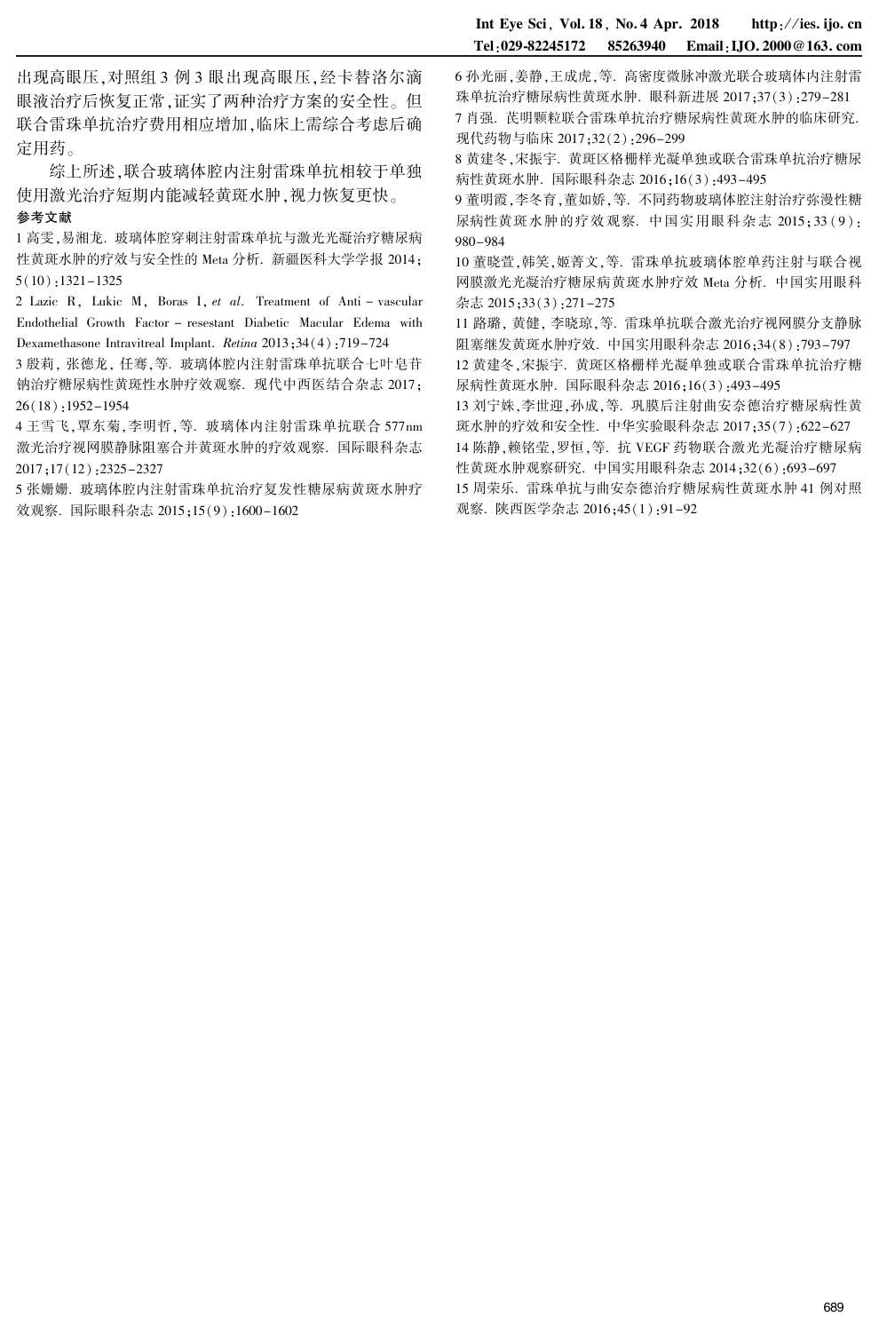出现高眼压,对照组 3 例 3 眼出现高眼压,经卡替洛尔滴眼液治疗后恢复正常,证实了两种治疗方案的安全性。但联合雷珠单抗治疗费用相应增加,临床上需综合考虑后确定用药。

综上所述,联合玻璃体腔内注射雷珠单抗相较于单独使用激光治疗短期内能减轻黄斑水肿,视力恢复更快。

**参考文献**

1 高雯,易湘龙. 玻璃体腔穿刺注射雷珠单抗与激光光凝治疗糖尿病性黄斑水肿的疗效与安全性的 Meta 分析. 新疆医科大学学报 2014;5(10):1321-1325

2 Lazic R, Lukic M, Boras I, *et al*. Treatment of Anti-vascular Endothelial Growth Factor-resestant Diabetic Macular Edema with Dexamethasone Intravitreal Implant. *Retina* 2013;34(4):719-724

3 殷莉,张德龙,任骞,等. 玻璃体腔内注射雷珠单抗联合七叶皂苷钠治疗糖尿病性黄斑性水肿疗效观察. 现代中西医结合杂志 2017;26(18):1952-1954

4 王雪飞,覃东菊,李明哲,等. 玻璃体内注射雷珠单抗联合 577nm 激光治疗视网膜静脉阻塞合并黄斑水肿的疗效观察. 国际眼科杂志 2017;17(12):2325-2327

5 张姗姗. 玻璃体腔内注射雷珠单抗治疗复发性糖尿病黄斑水肿疗效观察. 国际眼科杂志 2015;15(9):1600-1602

6 孙光丽,姜静,王成虎,等. 高密度微脉冲激光联合玻璃体内注射雷珠单抗治疗糖尿病性黄斑水肿. 眼科新进展 2017;37(3):279-281

7 肖强. 芪明颗粒联合雷珠单抗治疗糖尿病性黄斑水肿的临床研究. 现代药物与临床 2017;32(2):296-299

8 黄建冬,宋振宇. 黄斑区格栅样光凝单独或联合雷珠单抗治疗糖尿病性黄斑水肿. 国际眼科杂志 2016;16(3):493-495

9 董明霞,李冬育,董如娇,等. 不同药物玻璃体腔注射治疗弥漫性糖尿病性黄斑水肿的疗效观察. 中国实用眼科杂志 2015;33(9):980-984

10 董晓萱,韩笑,姬菁文,等. 雷珠单抗玻璃体腔单药注射与联合视网膜激光光凝治疗糖尿病黄斑水肿疗效 Meta 分析. 中国实用眼科杂志 2015;33(3):271-275

11 路璐,黄健,李晓琼,等. 雷珠单抗联合激光治疗视网膜分支静脉阻塞继发黄斑水肿疗效. 中国实用眼科杂志 2016;34(8):793-797

12 黄建冬,宋振宇. 黄斑区格栅样光凝单独或联合雷珠单抗治疗糖尿病性黄斑水肿. 国际眼科杂志 2016;16(3):493-495

13 刘宁姝,李世迎,孙成,等. 巩膜后注射曲安奈德治疗糖尿病性黄斑水肿的疗效和安全性. 中华实验眼科杂志 2017;35(7):622-627

14 陈静,赖铭莹,罗恒,等. 抗 VEGF 药物联合激光光凝治疗糖尿病性黄斑水肿观察研究. 中国实用眼科杂志 2014;32(6):693-697

15 周荣乐. 雷珠单抗与曲安奈德治疗糖尿病性黄斑水肿 41 例对照观察. 陕西医学杂志 2016;45(1):91-92